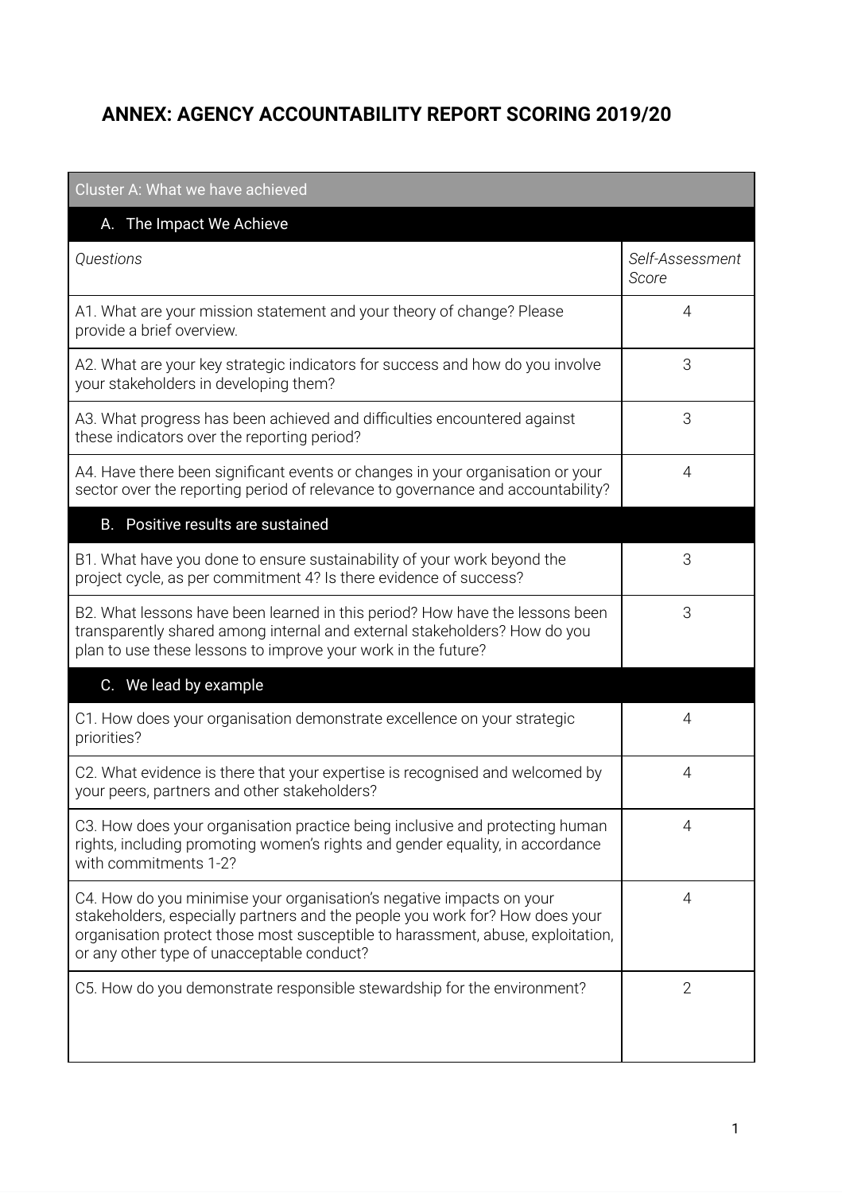# ANNEX: AGENCY ACCOUNTABILITY REPORT SCORING 2019/20

| Cluster A: What we have achieved | |
|---|---|
| **A. The Impact We Achieve** | |
| *Questions* | *Self-Assessment Score* |
| A1. What are your mission statement and your theory of change? Please provide a brief overview. | 4 |
| A2. What are your key strategic indicators for success and how do you involve your stakeholders in developing them? | 3 |
| A3. What progress has been achieved and difficulties encountered against these indicators over the reporting period? | 3 |
| A4. Have there been significant events or changes in your organisation or your sector over the reporting period of relevance to governance and accountability? | 4 |
| **B. Positive results are sustained** | |
| B1. What have you done to ensure sustainability of your work beyond the project cycle, as per commitment 4? Is there evidence of success? | 3 |
| B2. What lessons have been learned in this period? How have the lessons been transparently shared among internal and external stakeholders? How do you plan to use these lessons to improve your work in the future? | 3 |
| **C. We lead by example** | |
| C1. How does your organisation demonstrate excellence on your strategic priorities? | 4 |
| C2. What evidence is there that your expertise is recognised and welcomed by your peers, partners and other stakeholders? | 4 |
| C3. How does your organisation practice being inclusive and protecting human rights, including promoting women's rights and gender equality, in accordance with commitments 1-2? | 4 |
| C4. How do you minimise your organisation's negative impacts on your stakeholders, especially partners and the people you work for? How does your organisation protect those most susceptible to harassment, abuse, exploitation, or any other type of unacceptable conduct? | 4 |
| C5. How do you demonstrate responsible stewardship for the environment? | 2 |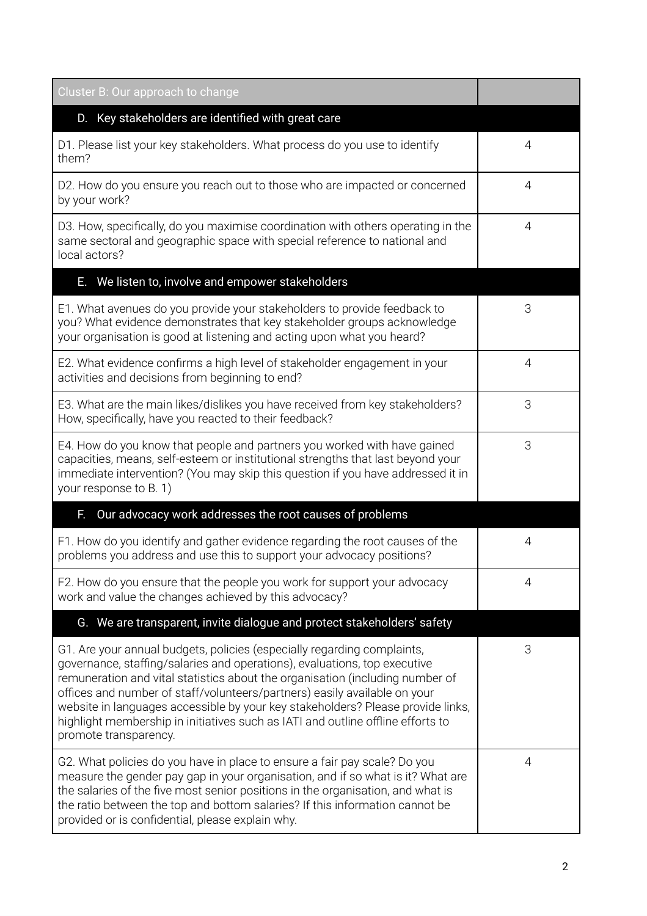| Cluster B: Our approach to change | |
|---|---|
| **D. Key stakeholders are identified with great care** | |
| D1. Please list your key stakeholders. What process do you use to identify them? | 4 |
| D2. How do you ensure you reach out to those who are impacted or concerned by your work? | 4 |
| D3. How, specifically, do you maximise coordination with others operating in the same sectoral and geographic space with special reference to national and local actors? | 4 |
| **E. We listen to, involve and empower stakeholders** | |
| E1. What avenues do you provide your stakeholders to provide feedback to you? What evidence demonstrates that key stakeholder groups acknowledge your organisation is good at listening and acting upon what you heard? | 3 |
| E2. What evidence confirms a high level of stakeholder engagement in your activities and decisions from beginning to end? | 4 |
| E3. What are the main likes/dislikes you have received from key stakeholders? How, specifically, have you reacted to their feedback? | 3 |
| E4. How do you know that people and partners you worked with have gained capacities, means, self-esteem or institutional strengths that last beyond your immediate intervention? (You may skip this question if you have addressed it in your response to B. 1) | 3 |
| **F. Our advocacy work addresses the root causes of problems** | |
| F1. How do you identify and gather evidence regarding the root causes of the problems you address and use this to support your advocacy positions? | 4 |
| F2. How do you ensure that the people you work for support your advocacy work and value the changes achieved by this advocacy? | 4 |
| **G. We are transparent, invite dialogue and protect stakeholders' safety** | |
| G1. Are your annual budgets, policies (especially regarding complaints, governance, staffing/salaries and operations), evaluations, top executive remuneration and vital statistics about the organisation (including number of offices and number of staff/volunteers/partners) easily available on your website in languages accessible by your key stakeholders? Please provide links, highlight membership in initiatives such as IATI and outline offline efforts to promote transparency. | 3 |
| G2. What policies do you have in place to ensure a fair pay scale? Do you measure the gender pay gap in your organisation, and if so what is it? What are the salaries of the five most senior positions in the organisation, and what is the ratio between the top and bottom salaries? If this information cannot be provided or is confidential, please explain why. | 4 |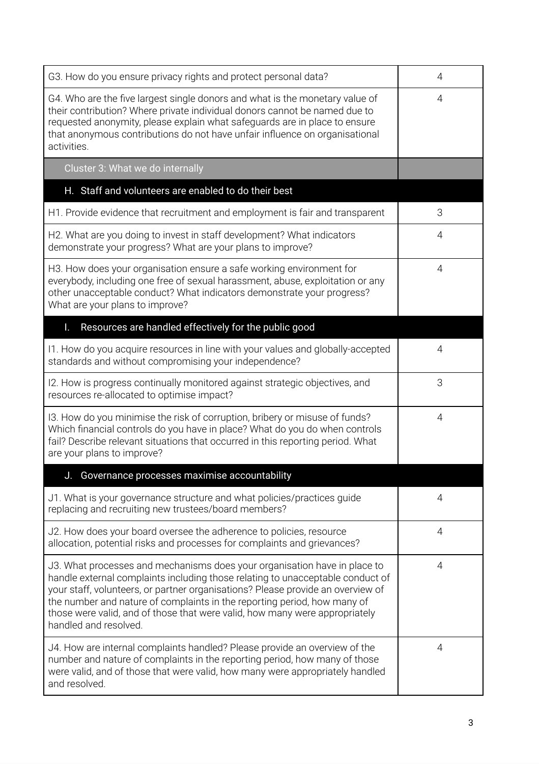| | |
|---|---|
| G3. How do you ensure privacy rights and protect personal data? | 4 |
| G4. Who are the five largest single donors and what is the monetary value of their contribution? Where private individual donors cannot be named due to requested anonymity, please explain what safeguards are in place to ensure that anonymous contributions do not have unfair influence on organisational activities. | 4 |
| **Cluster 3: What we do internally** | |
| **H. Staff and volunteers are enabled to do their best** | |
| H1. Provide evidence that recruitment and employment is fair and transparent | 3 |
| H2. What are you doing to invest in staff development? What indicators demonstrate your progress? What are your plans to improve? | 4 |
| H3. How does your organisation ensure a safe working environment for everybody, including one free of sexual harassment, abuse, exploitation or any other unacceptable conduct? What indicators demonstrate your progress? What are your plans to improve? | 4 |
| **I. Resources are handled effectively for the public good** | |
| I1. How do you acquire resources in line with your values and globally-accepted standards and without compromising your independence? | 4 |
| I2. How is progress continually monitored against strategic objectives, and resources re-allocated to optimise impact? | 3 |
| I3. How do you minimise the risk of corruption, bribery or misuse of funds? Which financial controls do you have in place? What do you do when controls fail? Describe relevant situations that occurred in this reporting period. What are your plans to improve? | 4 |
| **J. Governance processes maximise accountability** | |
| J1. What is your governance structure and what policies/practices guide replacing and recruiting new trustees/board members? | 4 |
| J2. How does your board oversee the adherence to policies, resource allocation, potential risks and processes for complaints and grievances? | 4 |
| J3. What processes and mechanisms does your organisation have in place to handle external complaints including those relating to unacceptable conduct of your staff, volunteers, or partner organisations? Please provide an overview of the number and nature of complaints in the reporting period, how many of those were valid, and of those that were valid, how many were appropriately handled and resolved. | 4 |
| J4. How are internal complaints handled? Please provide an overview of the number and nature of complaints in the reporting period, how many of those were valid, and of those that were valid, how many were appropriately handled and resolved. | 4 |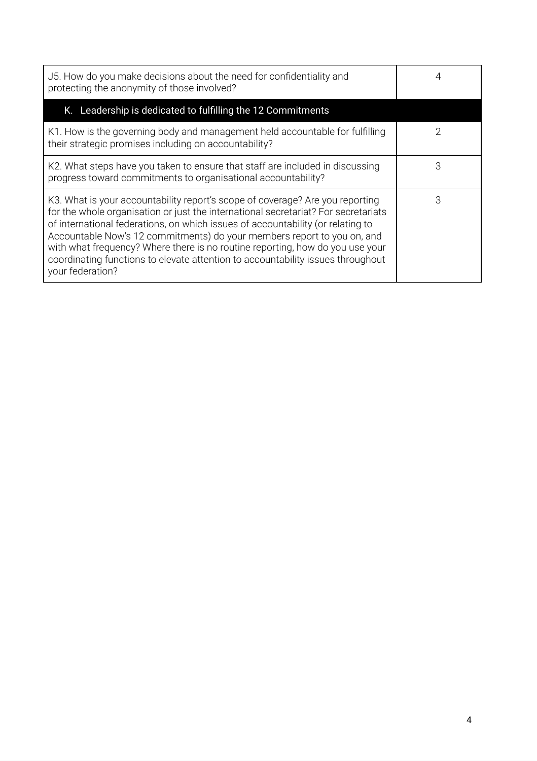| | |
|---|---|
| J5. How do you make decisions about the need for confidentiality and protecting the anonymity of those involved? | 4 |
| **K. Leadership is dedicated to fulfilling the 12 Commitments** | |
| K1. How is the governing body and management held accountable for fulfilling their strategic promises including on accountability? | 2 |
| K2. What steps have you taken to ensure that staff are included in discussing progress toward commitments to organisational accountability? | 3 |
| K3. What is your accountability report's scope of coverage? Are you reporting for the whole organisation or just the international secretariat? For secretariats of international federations, on which issues of accountability (or relating to Accountable Now's 12 commitments) do your members report to you on, and with what frequency? Where there is no routine reporting, how do you use your coordinating functions to elevate attention to accountability issues throughout your federation? | 3 |